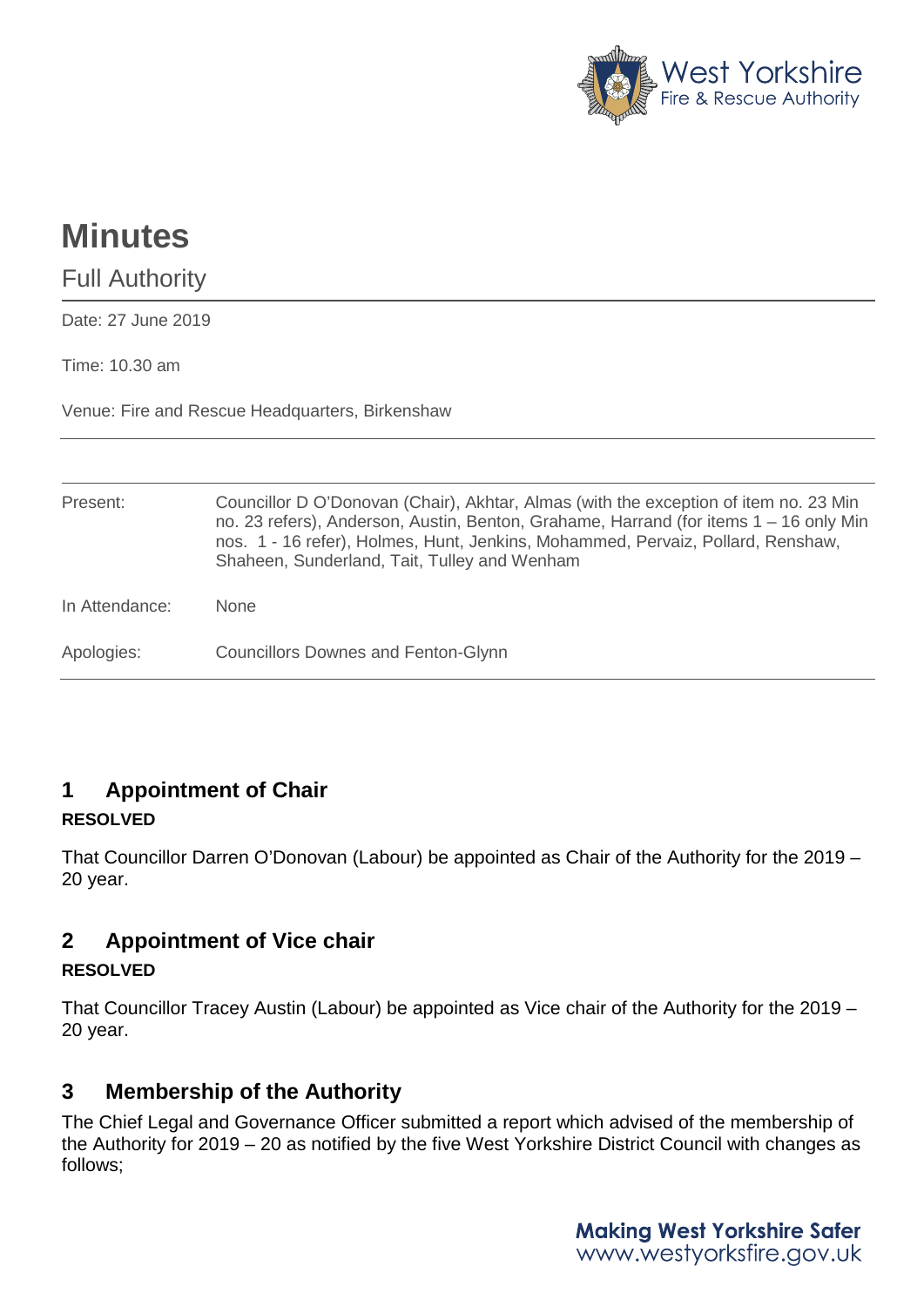# Minutes

Full Authority

Date: 27 June 2019

Time: 10.30 am

Venue: Fire and Rescue Headquarters, Birkenshaw

| | |
|---|---|
| Present: | Councillor D O'Donovan (Chair), Akhtar, Almas (with the exception of item no. 23 Min no. 23 refers), Anderson, Austin, Benton, Grahame, Harrand (for items 1 – 16 only Min nos. 1 - 16 refer), Holmes, Hunt, Jenkins, Mohammed, Pervaiz, Pollard, Renshaw, Shaheen, Sunderland, Tait, Tulley and Wenham |
| In Attendance: | None |
| Apologies: | Councillors Downes and Fenton-Glynn |

## 1 Appointment of Chair

**RESOLVED**

That Councillor Darren O'Donovan (Labour) be appointed as Chair of the Authority for the 2019 – 20 year.

## 2 Appointment of Vice chair

**RESOLVED**

That Councillor Tracey Austin (Labour) be appointed as Vice chair of the Authority for the 2019 – 20 year.

## 3 Membership of the Authority

The Chief Legal and Governance Officer submitted a report which advised of the membership of the Authority for 2019 – 20 as notified by the five West Yorkshire District Council with changes as follows;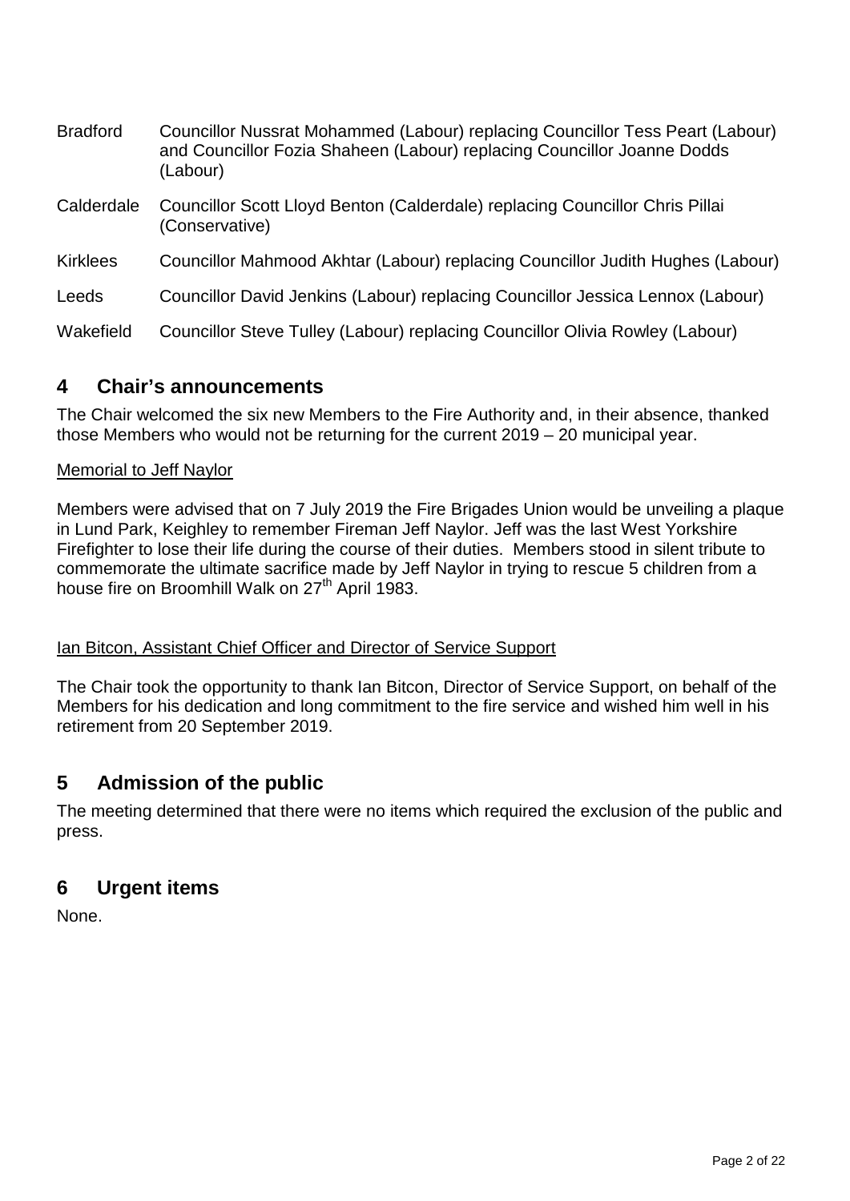| | |
|---|---|
| Bradford | Councillor Nussrat Mohammed (Labour) replacing Councillor Tess Peart (Labour) and Councillor Fozia Shaheen (Labour) replacing Councillor Joanne Dodds (Labour) |
| Calderdale | Councillor Scott Lloyd Benton (Calderdale) replacing Councillor Chris Pillai (Conservative) |
| Kirklees | Councillor Mahmood Akhtar (Labour) replacing Councillor Judith Hughes (Labour) |
| Leeds | Councillor David Jenkins (Labour) replacing Councillor Jessica Lennox (Labour) |
| Wakefield | Councillor Steve Tulley (Labour) replacing Councillor Olivia Rowley (Labour) |

## 4 Chair's announcements

The Chair welcomed the six new Members to the Fire Authority and, in their absence, thanked those Members who would not be returning for the current 2019 – 20 municipal year.

Memorial to Jeff Naylor

Members were advised that on 7 July 2019 the Fire Brigades Union would be unveiling a plaque in Lund Park, Keighley to remember Fireman Jeff Naylor. Jeff was the last West Yorkshire Firefighter to lose their life during the course of their duties. Members stood in silent tribute to commemorate the ultimate sacrifice made by Jeff Naylor in trying to rescue 5 children from a house fire on Broomhill Walk on 27th April 1983.

Ian Bitcon, Assistant Chief Officer and Director of Service Support

The Chair took the opportunity to thank Ian Bitcon, Director of Service Support, on behalf of the Members for his dedication and long commitment to the fire service and wished him well in his retirement from 20 September 2019.

## 5 Admission of the public

The meeting determined that there were no items which required the exclusion of the public and press.

## 6 Urgent items

None.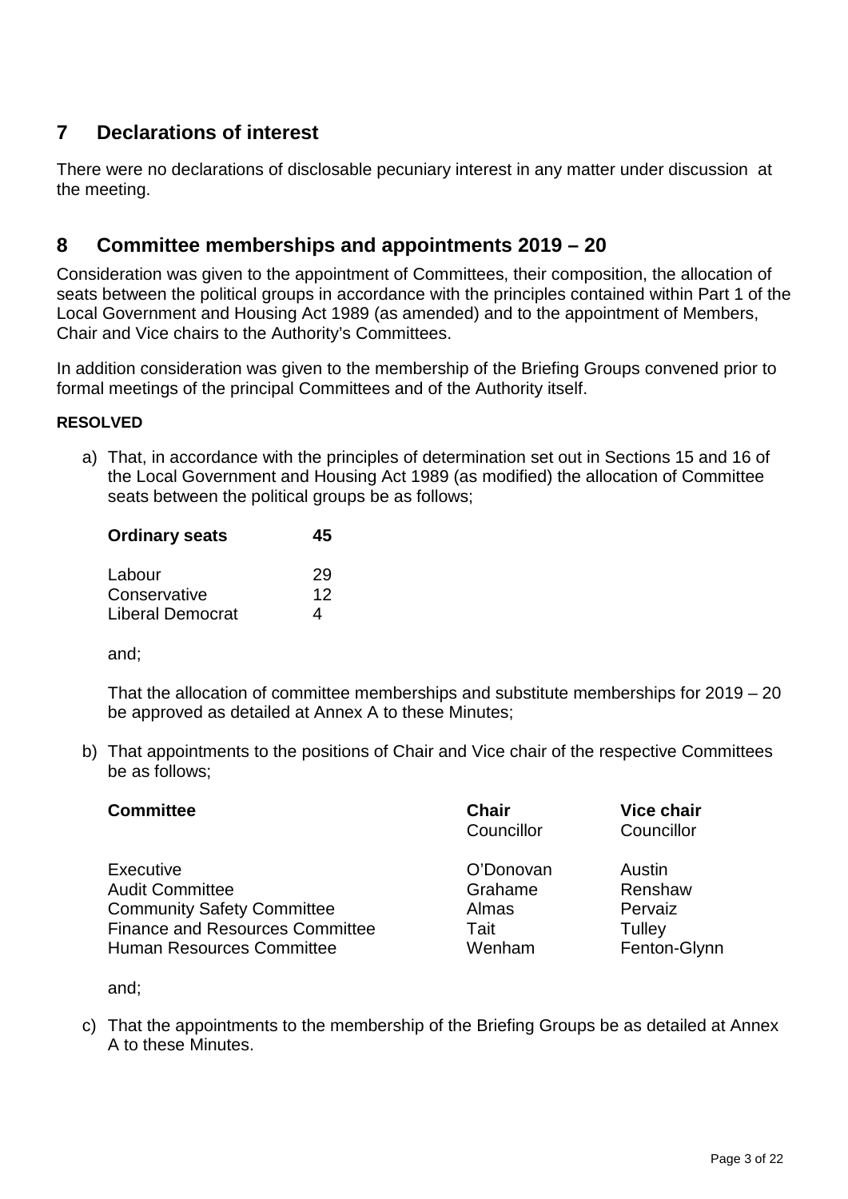## 7 Declarations of interest

There were no declarations of disclosable pecuniary interest in any matter under discussion at the meeting.

## 8 Committee memberships and appointments 2019 – 20

Consideration was given to the appointment of Committees, their composition, the allocation of seats between the political groups in accordance with the principles contained within Part 1 of the Local Government and Housing Act 1989 (as amended) and to the appointment of Members, Chair and Vice chairs to the Authority's Committees.

In addition consideration was given to the membership of the Briefing Groups convened prior to formal meetings of the principal Committees and of the Authority itself.

**RESOLVED**

a) That, in accordance with the principles of determination set out in Sections 15 and 16 of the Local Government and Housing Act 1989 (as modified) the allocation of Committee seats between the political groups be as follows;

| **Ordinary seats** | **45** |
|---|---|
| Labour | 29 |
| Conservative | 12 |
| Liberal Democrat | 4 |

and;

That the allocation of committee memberships and substitute memberships for 2019 – 20 be approved as detailed at Annex A to these Minutes;

b) That appointments to the positions of Chair and Vice chair of the respective Committees be as follows;

| **Committee** | **Chair**<br>Councillor | **Vice chair**<br>Councillor |
|---|---|---|
| Executive | O'Donovan | Austin |
| Audit Committee | Grahame | Renshaw |
| Community Safety Committee | Almas | Pervaiz |
| Finance and Resources Committee | Tait | Tulley |
| Human Resources Committee | Wenham | Fenton-Glynn |

and;

c) That the appointments to the membership of the Briefing Groups be as detailed at Annex A to these Minutes.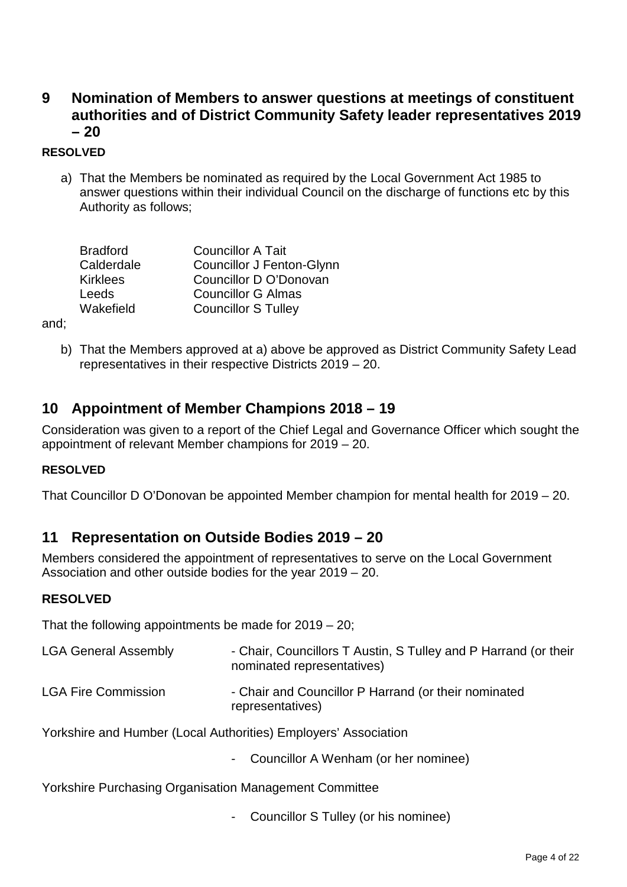## 9 Nomination of Members to answer questions at meetings of constituent authorities and of District Community Safety leader representatives 2019 – 20

**RESOLVED**

a) That the Members be nominated as required by the Local Government Act 1985 to answer questions within their individual Council on the discharge of functions etc by this Authority as follows;

| | |
|---|---|
| Bradford | Councillor A Tait |
| Calderdale | Councillor J Fenton-Glynn |
| Kirklees | Councillor D O'Donovan |
| Leeds | Councillor G Almas |
| Wakefield | Councillor S Tulley |

and;

b) That the Members approved at a) above be approved as District Community Safety Lead representatives in their respective Districts 2019 – 20.

## 10 Appointment of Member Champions 2018 – 19

Consideration was given to a report of the Chief Legal and Governance Officer which sought the appointment of relevant Member champions for 2019 – 20.

**RESOLVED**

That Councillor D O'Donovan be appointed Member champion for mental health for 2019 – 20.

## 11 Representation on Outside Bodies 2019 – 20

Members considered the appointment of representatives to serve on the Local Government Association and other outside bodies for the year 2019 – 20.

**RESOLVED**

That the following appointments be made for 2019 – 20;

| | |
|---|---|
| LGA General Assembly | - Chair, Councillors T Austin, S Tulley and P Harrand (or their nominated representatives) |
| LGA Fire Commission | - Chair and Councillor P Harrand (or their nominated representatives) |

Yorkshire and Humber (Local Authorities) Employers' Association

- Councillor A Wenham (or her nominee)

Yorkshire Purchasing Organisation Management Committee

- Councillor S Tulley (or his nominee)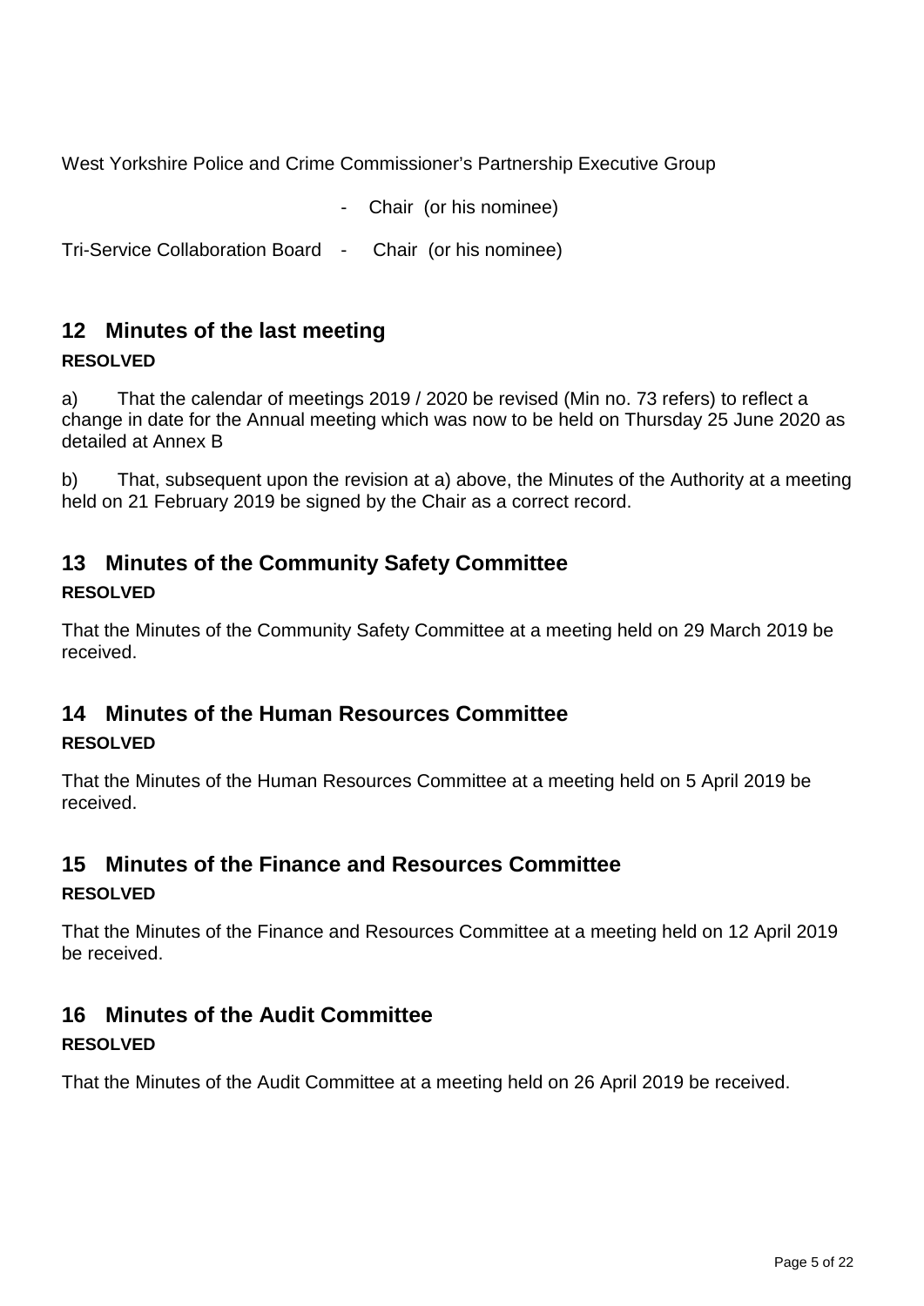West Yorkshire Police and Crime Commissioner's Partnership Executive Group

- Chair (or his nominee)

Tri-Service Collaboration Board - Chair (or his nominee)

## 12 Minutes of the last meeting

**RESOLVED**

a) That the calendar of meetings 2019 / 2020 be revised (Min no. 73 refers) to reflect a change in date for the Annual meeting which was now to be held on Thursday 25 June 2020 as detailed at Annex B

b) That, subsequent upon the revision at a) above, the Minutes of the Authority at a meeting held on 21 February 2019 be signed by the Chair as a correct record.

## 13 Minutes of the Community Safety Committee

**RESOLVED**

That the Minutes of the Community Safety Committee at a meeting held on 29 March 2019 be received.

## 14 Minutes of the Human Resources Committee

**RESOLVED**

That the Minutes of the Human Resources Committee at a meeting held on 5 April 2019 be received.

## 15 Minutes of the Finance and Resources Committee

**RESOLVED**

That the Minutes of the Finance and Resources Committee at a meeting held on 12 April 2019 be received.

## 16 Minutes of the Audit Committee

**RESOLVED**

That the Minutes of the Audit Committee at a meeting held on 26 April 2019 be received.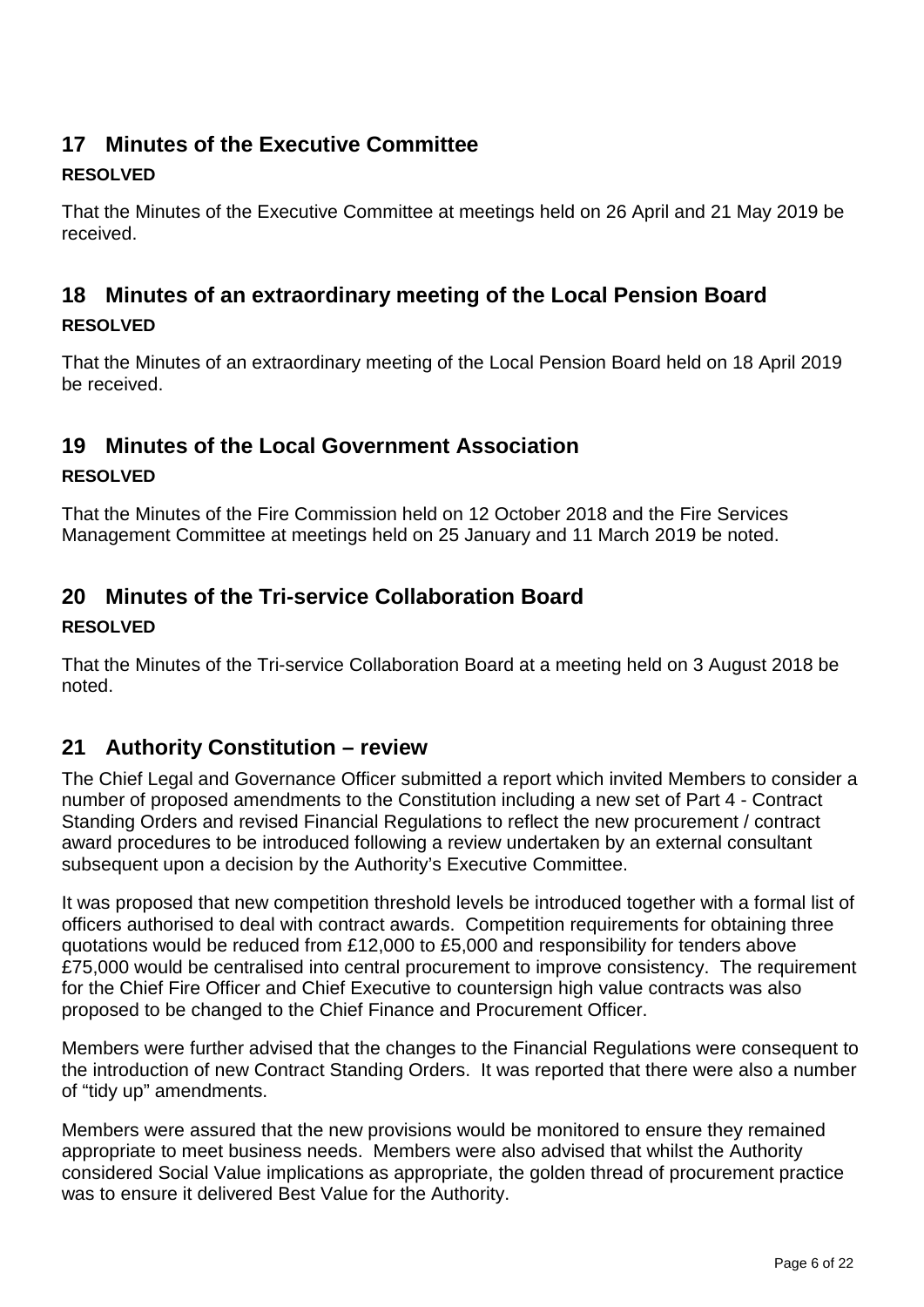## 17 Minutes of the Executive Committee

**RESOLVED**

That the Minutes of the Executive Committee at meetings held on 26 April and 21 May 2019 be received.

## 18 Minutes of an extraordinary meeting of the Local Pension Board

**RESOLVED**

That the Minutes of an extraordinary meeting of the Local Pension Board held on 18 April 2019 be received.

## 19 Minutes of the Local Government Association

**RESOLVED**

That the Minutes of the Fire Commission held on 12 October 2018 and the Fire Services Management Committee at meetings held on 25 January and 11 March 2019 be noted.

## 20 Minutes of the Tri-service Collaboration Board

**RESOLVED**

That the Minutes of the Tri-service Collaboration Board at a meeting held on 3 August 2018 be noted.

## 21 Authority Constitution – review

The Chief Legal and Governance Officer submitted a report which invited Members to consider a number of proposed amendments to the Constitution including a new set of Part 4 - Contract Standing Orders and revised Financial Regulations to reflect the new procurement / contract award procedures to be introduced following a review undertaken by an external consultant subsequent upon a decision by the Authority's Executive Committee.

It was proposed that new competition threshold levels be introduced together with a formal list of officers authorised to deal with contract awards. Competition requirements for obtaining three quotations would be reduced from £12,000 to £5,000 and responsibility for tenders above £75,000 would be centralised into central procurement to improve consistency. The requirement for the Chief Fire Officer and Chief Executive to countersign high value contracts was also proposed to be changed to the Chief Finance and Procurement Officer.

Members were further advised that the changes to the Financial Regulations were consequent to the introduction of new Contract Standing Orders. It was reported that there were also a number of "tidy up" amendments.

Members were assured that the new provisions would be monitored to ensure they remained appropriate to meet business needs. Members were also advised that whilst the Authority considered Social Value implications as appropriate, the golden thread of procurement practice was to ensure it delivered Best Value for the Authority.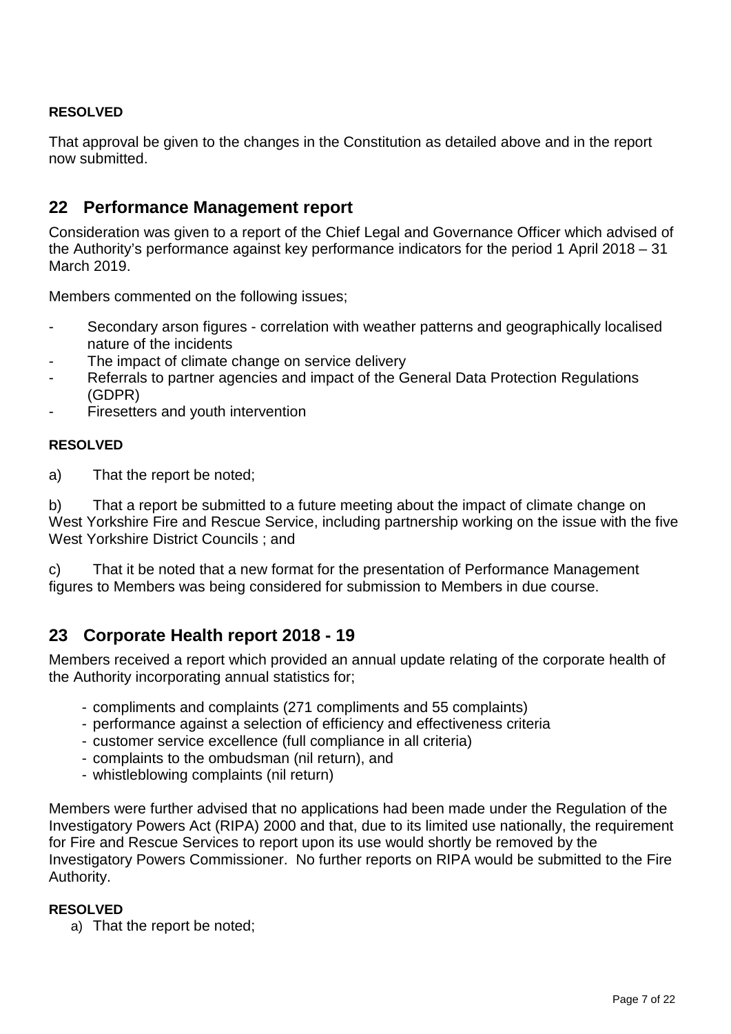**RESOLVED**

That approval be given to the changes in the Constitution as detailed above and in the report now submitted.

## 22 Performance Management report

Consideration was given to a report of the Chief Legal and Governance Officer which advised of the Authority's performance against key performance indicators for the period 1 April 2018 – 31 March 2019.

Members commented on the following issues;

- Secondary arson figures - correlation with weather patterns and geographically localised nature of the incidents
- The impact of climate change on service delivery
- Referrals to partner agencies and impact of the General Data Protection Regulations (GDPR)
- Firesetters and youth intervention

**RESOLVED**

a) That the report be noted;

b) That a report be submitted to a future meeting about the impact of climate change on West Yorkshire Fire and Rescue Service, including partnership working on the issue with the five West Yorkshire District Councils ; and

c) That it be noted that a new format for the presentation of Performance Management figures to Members was being considered for submission to Members in due course.

## 23 Corporate Health report 2018 - 19

Members received a report which provided an annual update relating of the corporate health of the Authority incorporating annual statistics for;

- compliments and complaints (271 compliments and 55 complaints)
- performance against a selection of efficiency and effectiveness criteria
- customer service excellence (full compliance in all criteria)
- complaints to the ombudsman (nil return), and
- whistleblowing complaints (nil return)

Members were further advised that no applications had been made under the Regulation of the Investigatory Powers Act (RIPA) 2000 and that, due to its limited use nationally, the requirement for Fire and Rescue Services to report upon its use would shortly be removed by the Investigatory Powers Commissioner. No further reports on RIPA would be submitted to the Fire Authority.

**RESOLVED**

a) That the report be noted;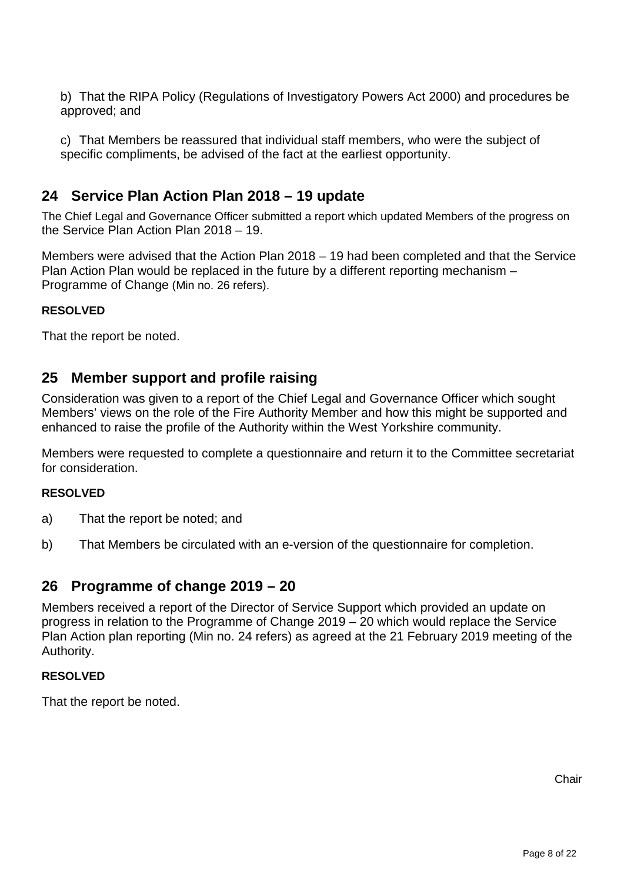b) That the RIPA Policy (Regulations of Investigatory Powers Act 2000) and procedures be approved; and

c) That Members be reassured that individual staff members, who were the subject of specific compliments, be advised of the fact at the earliest opportunity.

## 24 Service Plan Action Plan 2018 – 19 update

The Chief Legal and Governance Officer submitted a report which updated Members of the progress on the Service Plan Action Plan 2018 – 19.

Members were advised that the Action Plan 2018 – 19 had been completed and that the Service Plan Action Plan would be replaced in the future by a different reporting mechanism – Programme of Change (Min no. 26 refers).

**RESOLVED**

That the report be noted.

## 25 Member support and profile raising

Consideration was given to a report of the Chief Legal and Governance Officer which sought Members' views on the role of the Fire Authority Member and how this might be supported and enhanced to raise the profile of the Authority within the West Yorkshire community.

Members were requested to complete a questionnaire and return it to the Committee secretariat for consideration.

**RESOLVED**

a) That the report be noted; and

b) That Members be circulated with an e-version of the questionnaire for completion.

## 26 Programme of change 2019 – 20

Members received a report of the Director of Service Support which provided an update on progress in relation to the Programme of Change 2019 – 20 which would replace the Service Plan Action plan reporting (Min no. 24 refers) as agreed at the 21 February 2019 meeting of the Authority.

**RESOLVED**

That the report be noted.

Chair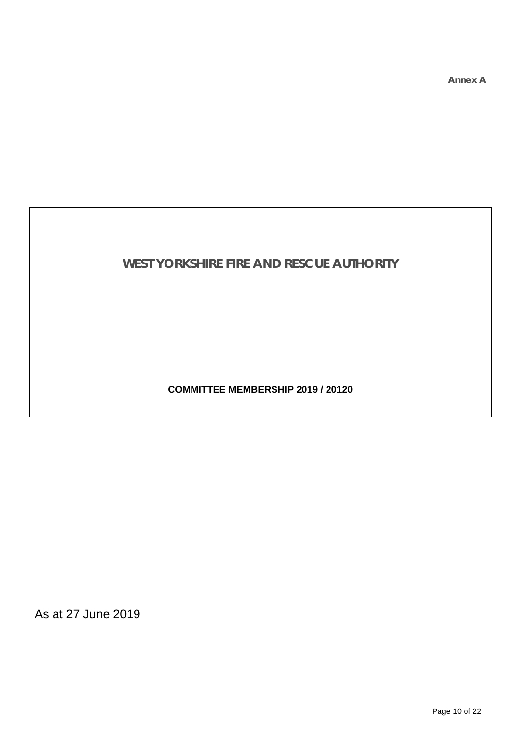**Annex A**

# WEST YORKSHIRE FIRE AND RESCUE AUTHORITY

**COMMITTEE MEMBERSHIP 2019 / 20120**

As at 27 June 2019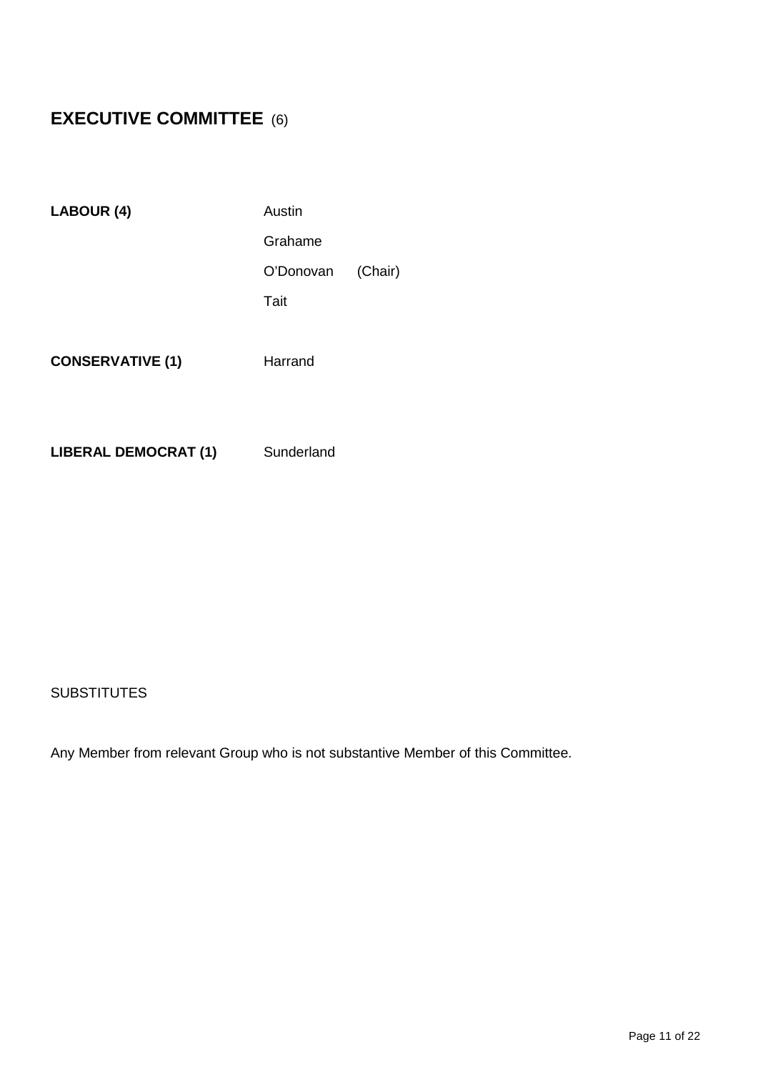## EXECUTIVE COMMITTEE (6)

| | |
|---|---|
| **LABOUR (4)** | Austin |
| | Grahame |
| | O'Donovan (Chair) |
| | Tait |
| **CONSERVATIVE (1)** | Harrand |
| **LIBERAL DEMOCRAT (1)** | Sunderland |

SUBSTITUTES

Any Member from relevant Group who is not substantive Member of this Committee.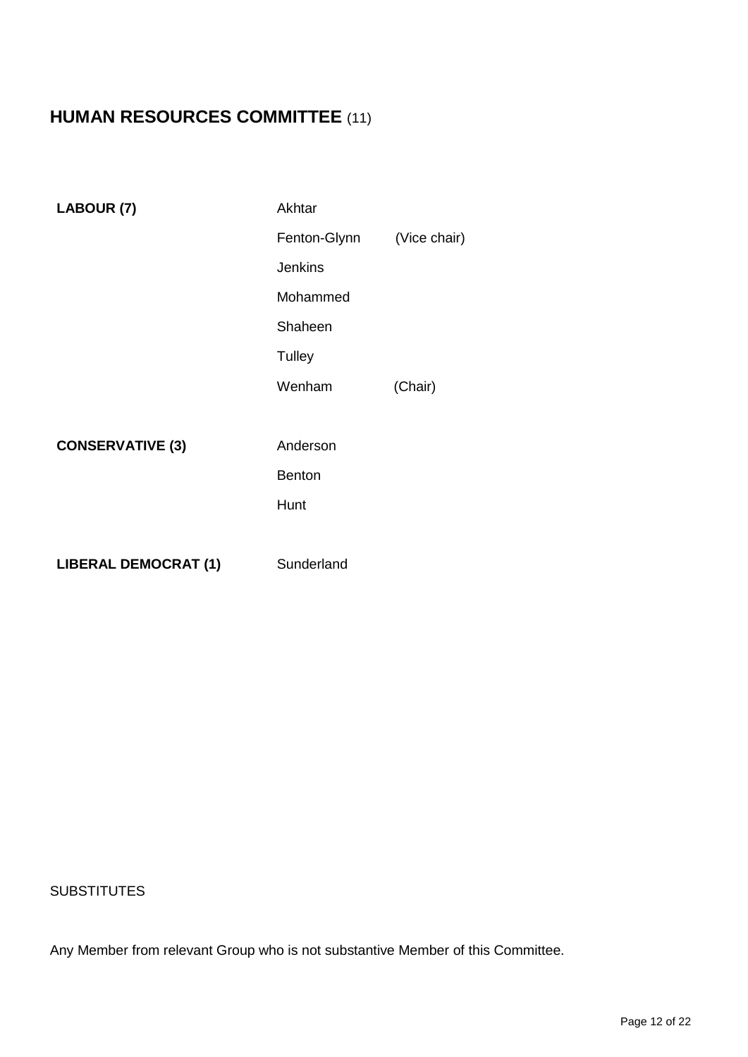## **HUMAN RESOURCES COMMITTEE** (11)

| | | |
|---|---|---|
| **LABOUR (7)** | Akhtar | |
| | Fenton-Glynn | (Vice chair) |
| | Jenkins | |
| | Mohammed | |
| | Shaheen | |
| | Tulley | |
| | Wenham | (Chair) |
| **CONSERVATIVE (3)** | Anderson | |
| | Benton | |
| | Hunt | |
| **LIBERAL DEMOCRAT (1)** | Sunderland | |

SUBSTITUTES

Any Member from relevant Group who is not substantive Member of this Committee.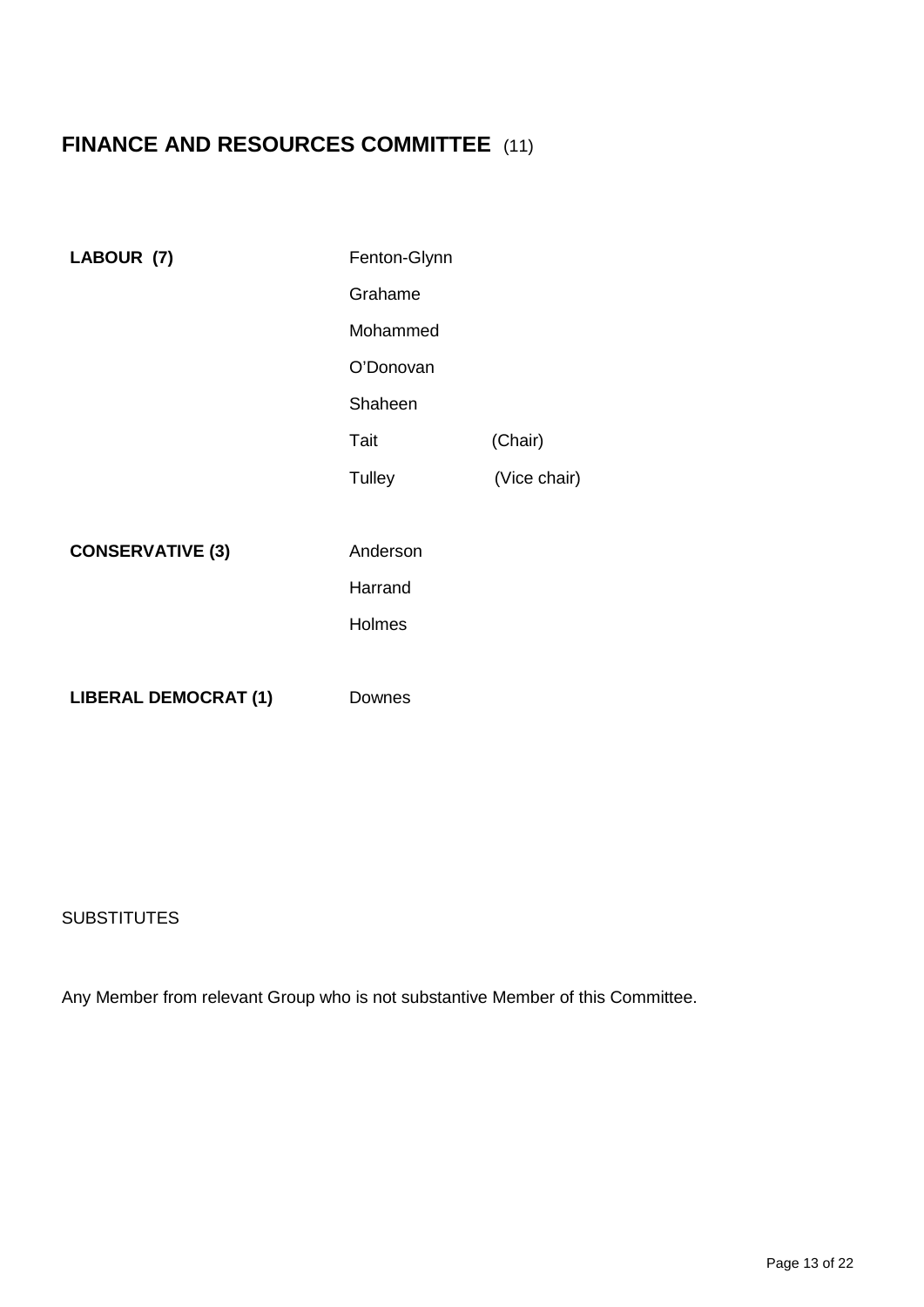# FINANCE AND RESOURCES COMMITTEE (11)

| | | |
|---|---|---|
| **LABOUR (7)** | Fenton-Glynn | |
| | Grahame | |
| | Mohammed | |
| | O'Donovan | |
| | Shaheen | |
| | Tait | (Chair) |
| | Tulley | (Vice chair) |
| **CONSERVATIVE (3)** | Anderson | |
| | Harrand | |
| | Holmes | |
| **LIBERAL DEMOCRAT (1)** | Downes | |

SUBSTITUTES

Any Member from relevant Group who is not substantive Member of this Committee.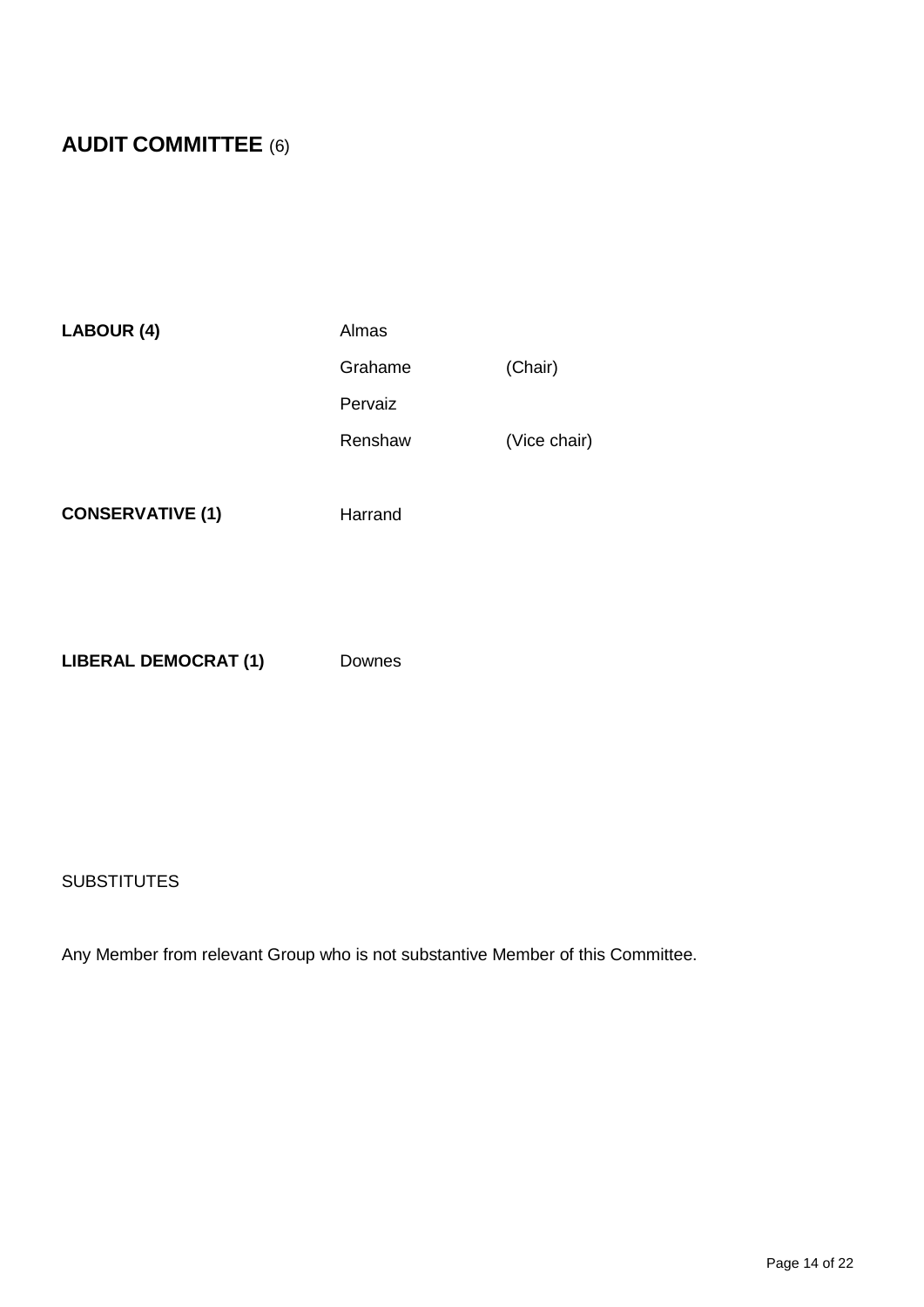## **AUDIT COMMITTEE** (6)

| | | |
|---|---|---|
| **LABOUR (4)** | Almas | |
| | Grahame | (Chair) |
| | Pervaiz | |
| | Renshaw | (Vice chair) |
| **CONSERVATIVE (1)** | Harrand | |
| **LIBERAL DEMOCRAT (1)** | Downes | |

SUBSTITUTES

Any Member from relevant Group who is not substantive Member of this Committee.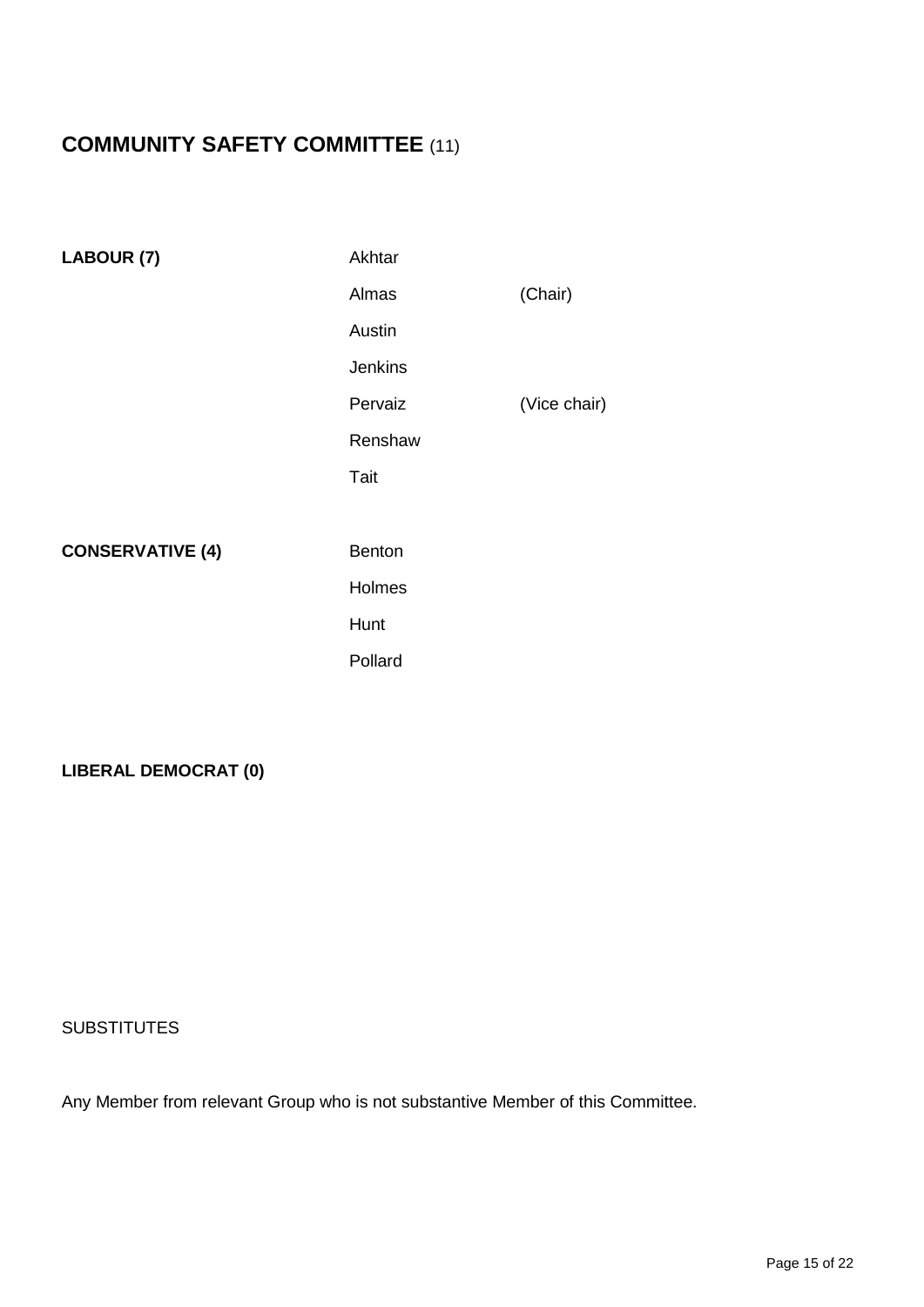# **COMMUNITY SAFETY COMMITTEE** (11)

| | | |
|---|---|---|
| **LABOUR (7)** | Akhtar | |
| | Almas | (Chair) |
| | Austin | |
| | Jenkins | |
| | Pervaiz | (Vice chair) |
| | Renshaw | |
| | Tait | |
| **CONSERVATIVE (4)** | Benton | |
| | Holmes | |
| | Hunt | |
| | Pollard | |

**LIBERAL DEMOCRAT (0)**

SUBSTITUTES

Any Member from relevant Group who is not substantive Member of this Committee.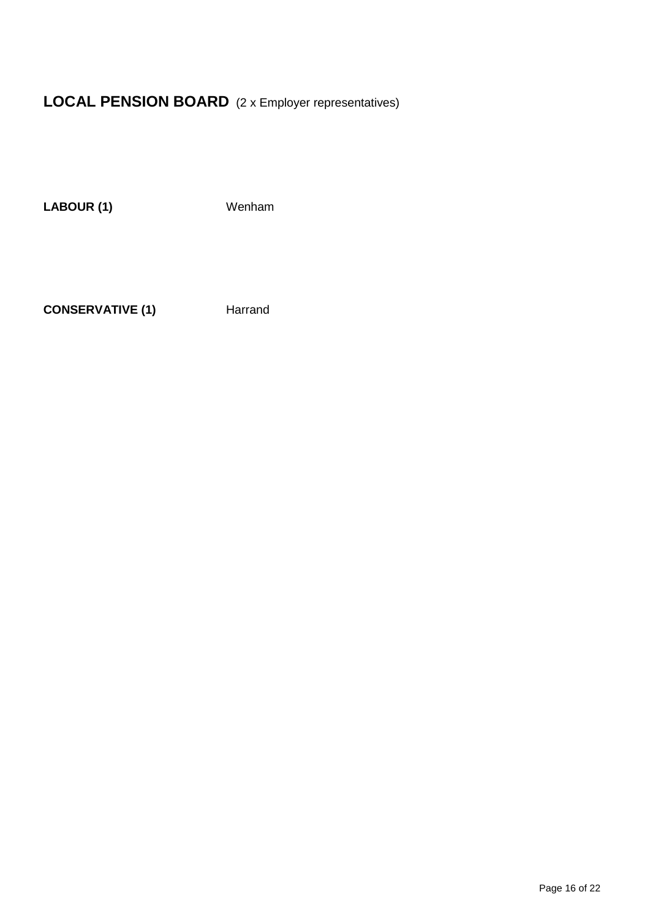# LOCAL PENSION BOARD (2 x Employer representatives)

**LABOUR (1)** Wenham

**CONSERVATIVE (1)** Harrand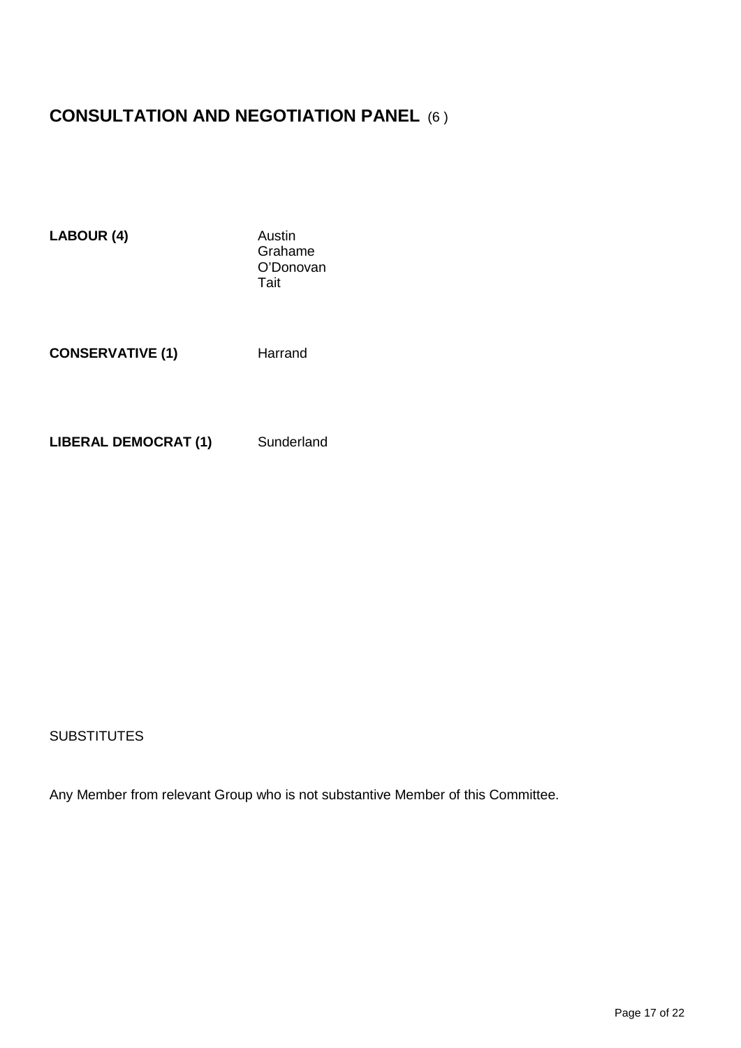# CONSULTATION AND NEGOTIATION PANEL (6 )

| | |
|---|---|
| **LABOUR (4)** | Austin<br>Grahame<br>O'Donovan<br>Tait |
| **CONSERVATIVE (1)** | Harrand |
| **LIBERAL DEMOCRAT (1)** | Sunderland |

SUBSTITUTES

Any Member from relevant Group who is not substantive Member of this Committee.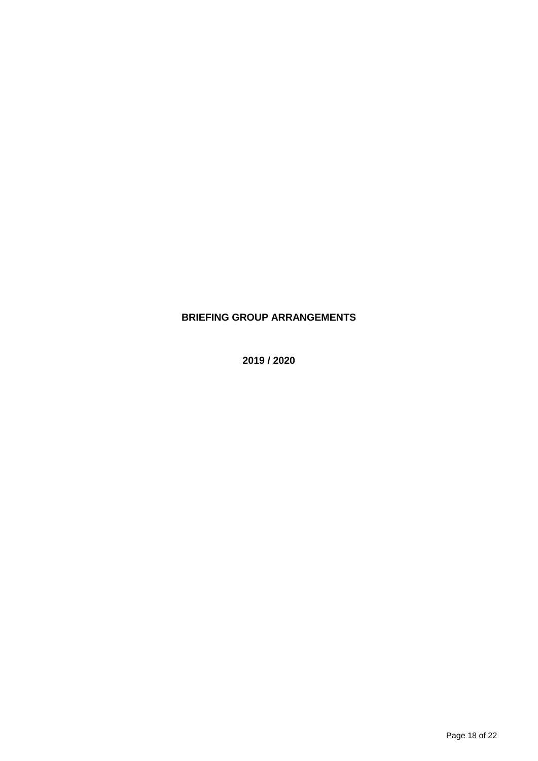# BRIEFING GROUP ARRANGEMENTS

## 2019 / 2020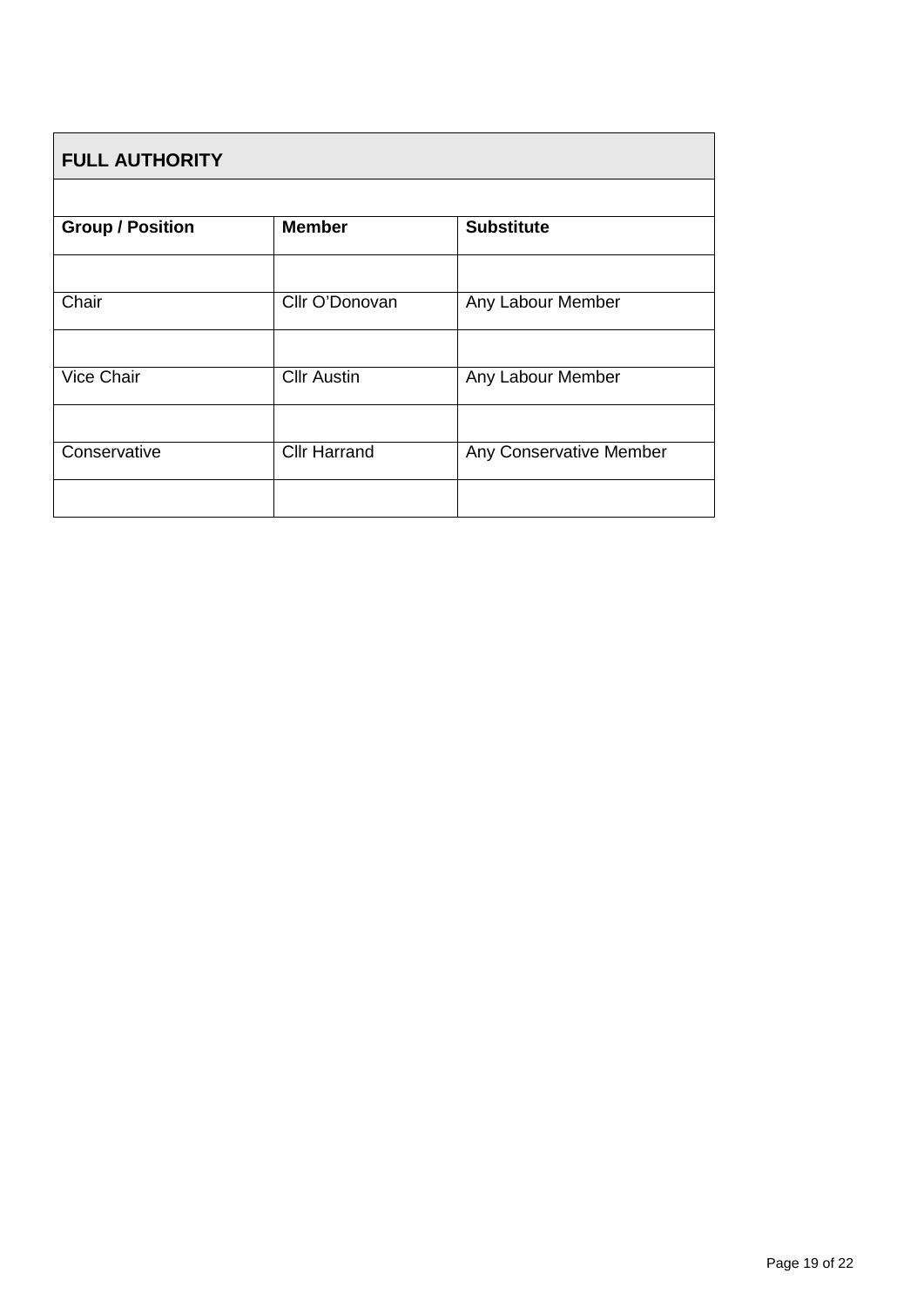**FULL AUTHORITY**

| Group / Position | Member | Substitute |
| --- | --- | --- |
| Chair | Cllr O'Donovan | Any Labour Member |
| Vice Chair | Cllr Austin | Any Labour Member |
| Conservative | Cllr Harrand | Any Conservative Member |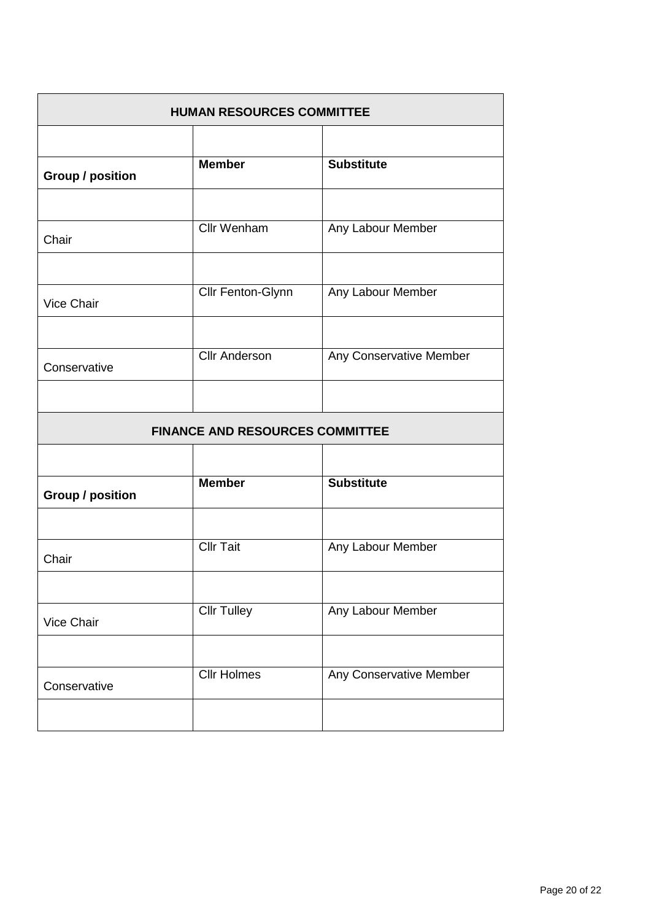| HUMAN RESOURCES COMMITTEE | | |
|---|---|---|
| **Group / position** | **Member** | **Substitute** |
| Chair | Cllr Wenham | Any Labour Member |
| Vice Chair | Cllr Fenton-Glynn | Any Labour Member |
| Conservative | Cllr Anderson | Any Conservative Member |

| FINANCE AND RESOURCES COMMITTEE | | |
|---|---|---|
| **Group / position** | **Member** | **Substitute** |
| Chair | Cllr Tait | Any Labour Member |
| Vice Chair | Cllr Tulley | Any Labour Member |
| Conservative | Cllr Holmes | Any Conservative Member |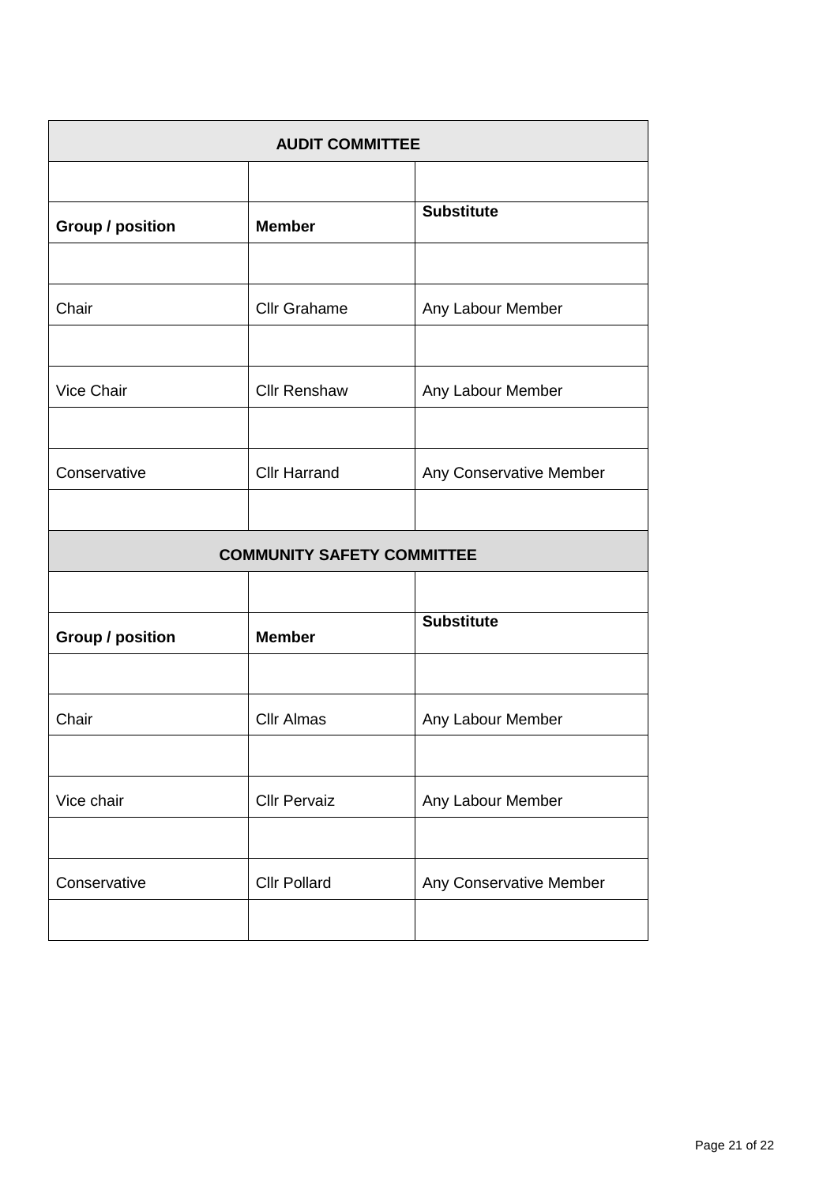| AUDIT COMMITTEE | | |
|---|---|---|
| | | |
| **Group / position** | **Member** | **Substitute** |
| | | |
| Chair | Cllr Grahame | Any Labour Member |
| | | |
| Vice Chair | Cllr Renshaw | Any Labour Member |
| | | |
| Conservative | Cllr Harrand | Any Conservative Member |
| | | |
| **COMMUNITY SAFETY COMMITTEE** | | |
| | | |
| **Group / position** | **Member** | **Substitute** |
| | | |
| Chair | Cllr Almas | Any Labour Member |
| | | |
| Vice chair | Cllr Pervaiz | Any Labour Member |
| | | |
| Conservative | Cllr Pollard | Any Conservative Member |
| | | |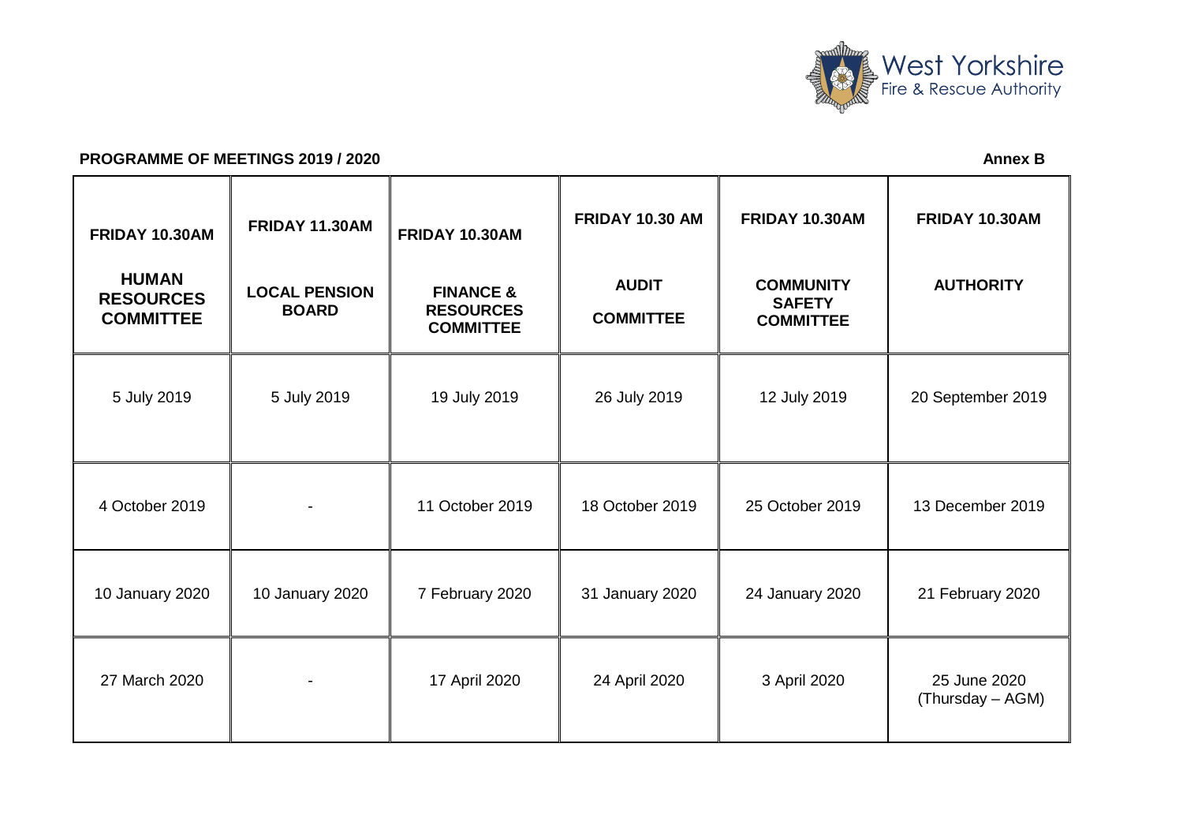West Yorkshire Fire & Rescue Authority

**PROGRAMME OF MEETINGS 2019 / 2020** **Annex B**

| FRIDAY 10.30AM<br>**HUMAN RESOURCES COMMITTEE** | FRIDAY 11.30AM<br>**LOCAL PENSION BOARD** | FRIDAY 10.30AM<br>**FINANCE & RESOURCES COMMITTEE** | FRIDAY 10.30 AM<br>**AUDIT COMMITTEE** | FRIDAY 10.30AM<br>**COMMUNITY SAFETY COMMITTEE** | FRIDAY 10.30AM<br>**AUTHORITY** |
|---|---|---|---|---|---|
| 5 July 2019 | 5 July 2019 | 19 July 2019 | 26 July 2019 | 12 July 2019 | 20 September 2019 |
| 4 October 2019 | - | 11 October 2019 | 18 October 2019 | 25 October 2019 | 13 December 2019 |
| 10 January 2020 | 10 January 2020 | 7 February 2020 | 31 January 2020 | 24 January 2020 | 21 February 2020 |
| 27 March 2020 | - | 17 April 2020 | 24 April 2020 | 3 April 2020 | 25 June 2020 (Thursday – AGM) |